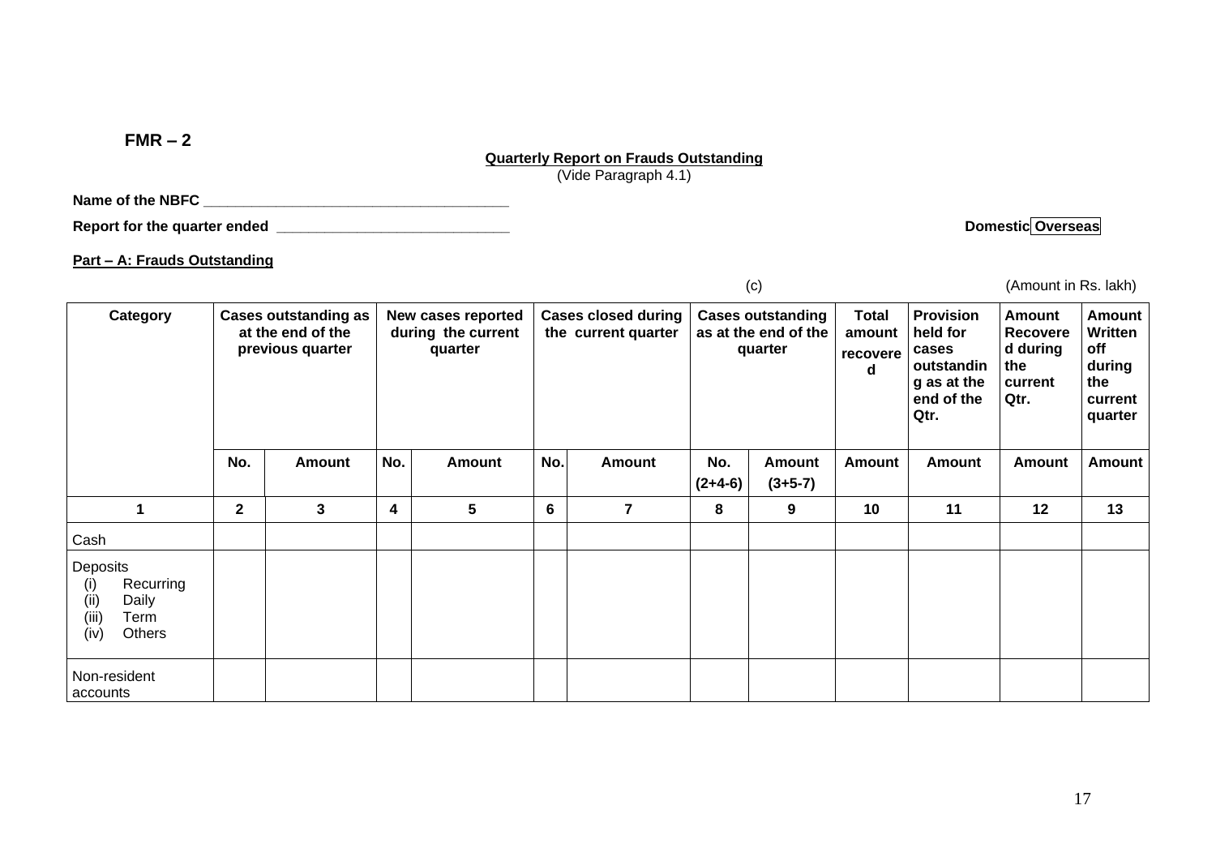**FMR – 2**

**Quarterly Report on Frauds Outstanding**
(Vide Paragraph 4.1)

**Name of the NBFC** ______________________________________

**Report for the quarter ended** _____________________________ **Domestic Overseas**

**Part – A: Frauds Outstanding**

(c) (Amount in Rs. lakh)

| Category | Cases outstanding as at the end of the previous quarter | | New cases reported during the current quarter | | Cases closed during the current quarter | | Cases outstanding as at the end of the quarter | | Total amount recovered | Provision held for cases outstanding as at the end of the Qtr. | Amount Recovered during the current Qtr. | Amount Written off during the current quarter |
|---|---|---|---|---|---|---|---|---|---|---|---|---|
| | No. | Amount | No. | Amount | No. | Amount | No. (2+4-6) | Amount (3+5-7) | Amount | Amount | Amount | Amount |
| 1 | 2 | 3 | 4 | 5 | 6 | 7 | 8 | 9 | 10 | 11 | 12 | 13 |
| Cash | | | | | | | | | | | | |
| Deposits<br>(i) Recurring<br>(ii) Daily<br>(iii) Term<br>(iv) Others | | | | | | | | | | | | |
| Non-resident accounts | | | | | | | | | | | | |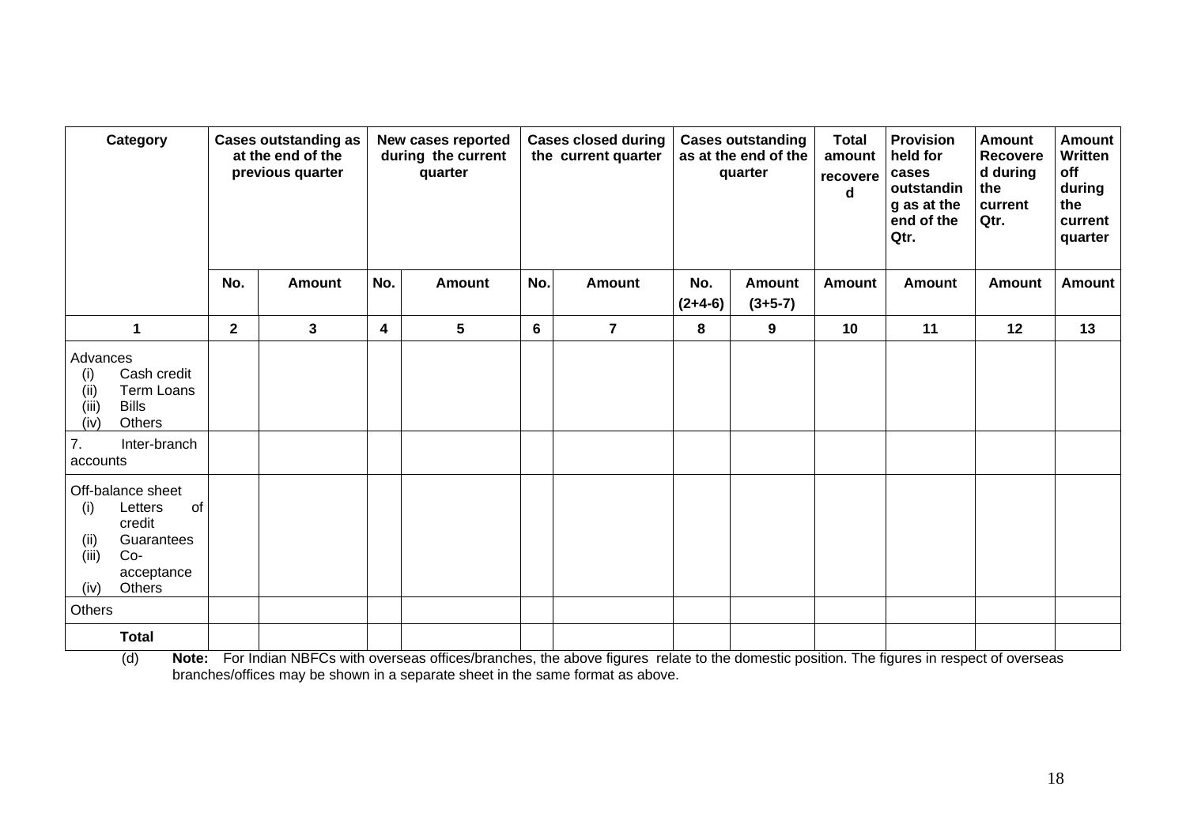| Category | Cases outstanding as at the end of the previous quarter | | New cases reported during the current quarter | | Cases closed during the current quarter | | Cases outstanding as at the end of the quarter | | Total amount recovered | Provision held for cases outstanding as at the end of the Qtr. | Amount Recovered during the current Qtr. | Amount Written off during the current quarter |
|---|---|---|---|---|---|---|---|---|---|---|---|---|
| | No. | Amount | No. | Amount | No. | Amount | No. (2+4-6) | Amount (3+5-7) | Amount | Amount | Amount | Amount |
| 1 | 2 | 3 | 4 | 5 | 6 | 7 | 8 | 9 | 10 | 11 | 12 | 13 |
| Advances<br>(i) Cash credit<br>(ii) Term Loans<br>(iii) Bills<br>(iv) Others | | | | | | | | | | | | |
| 7. Inter-branch accounts | | | | | | | | | | | | |
| Off-balance sheet<br>(i) Letters of credit<br>(ii) Guarantees<br>(iii) Co-acceptance<br>(iv) Others | | | | | | | | | | | | |
| Others | | | | | | | | | | | | |
| **Total** | | | | | | | | | | | | |

(d) **Note:** For Indian NBFCs with overseas offices/branches, the above figures relate to the domestic position. The figures in respect of overseas branches/offices may be shown in a separate sheet in the same format as above.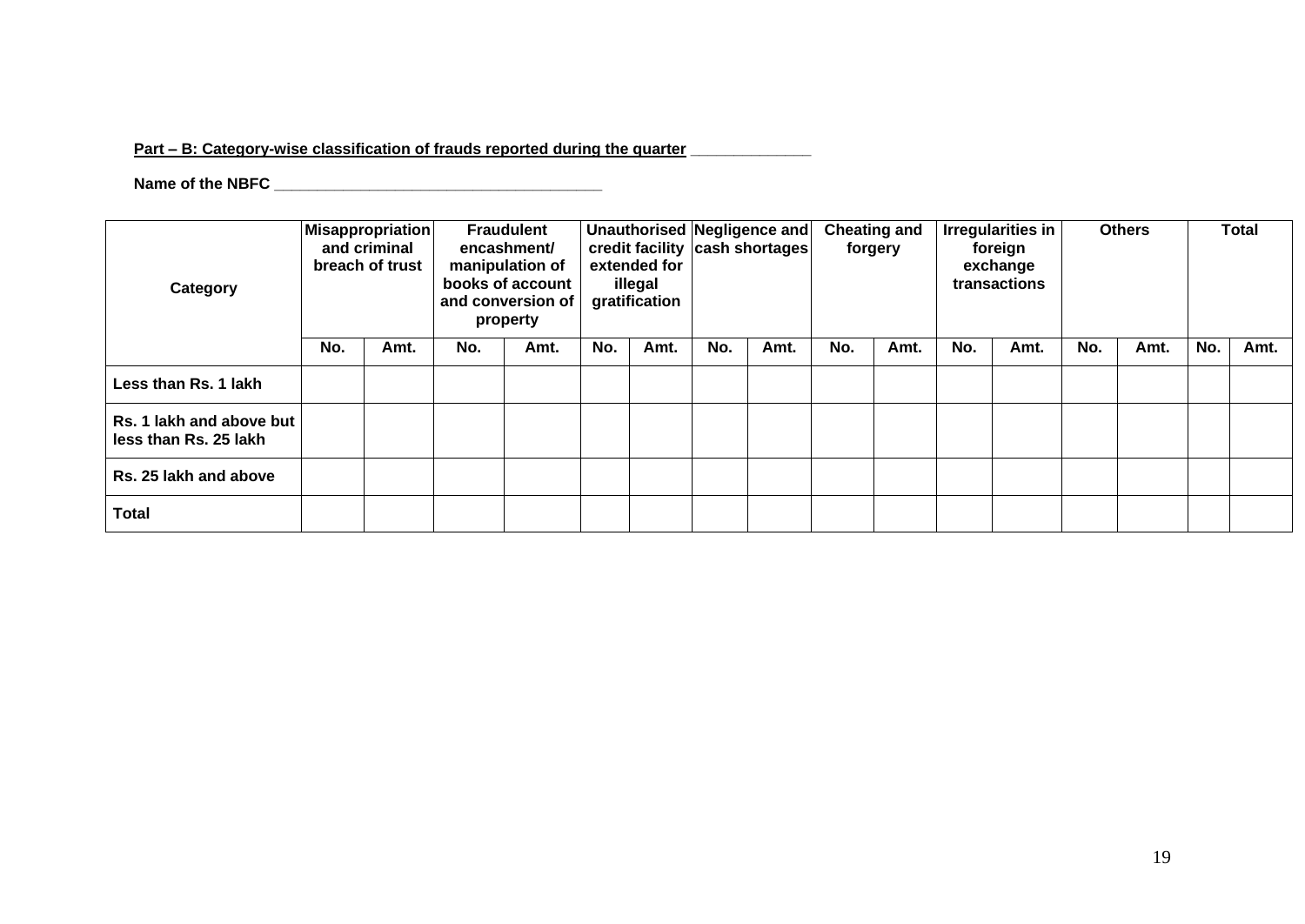**Part – B: Category-wise classification of frauds reported during the quarter _____________**

**Name of the NBFC ____________________________________**

| Category | Misappropriation and criminal breach of trust | | Fraudulent encashment/ manipulation of books of account and conversion of property | | Unauthorised credit facility extended for illegal gratification | | Negligence and cash shortages | | Cheating and forgery | | Irregularities in foreign exchange transactions | | Others | | Total | |
|---|---|---|---|---|---|---|---|---|---|---|---|---|---|---|---|---|
| | No. | Amt. | No. | Amt. | No. | Amt. | No. | Amt. | No. | Amt. | No. | Amt. | No. | Amt. | No. | Amt. |
| Less than Rs. 1 lakh | | | | | | | | | | | | | | | | |
| Rs. 1 lakh and above but less than Rs. 25 lakh | | | | | | | | | | | | | | | | |
| Rs. 25 lakh and above | | | | | | | | | | | | | | | | |
| Total | | | | | | | | | | | | | | | | |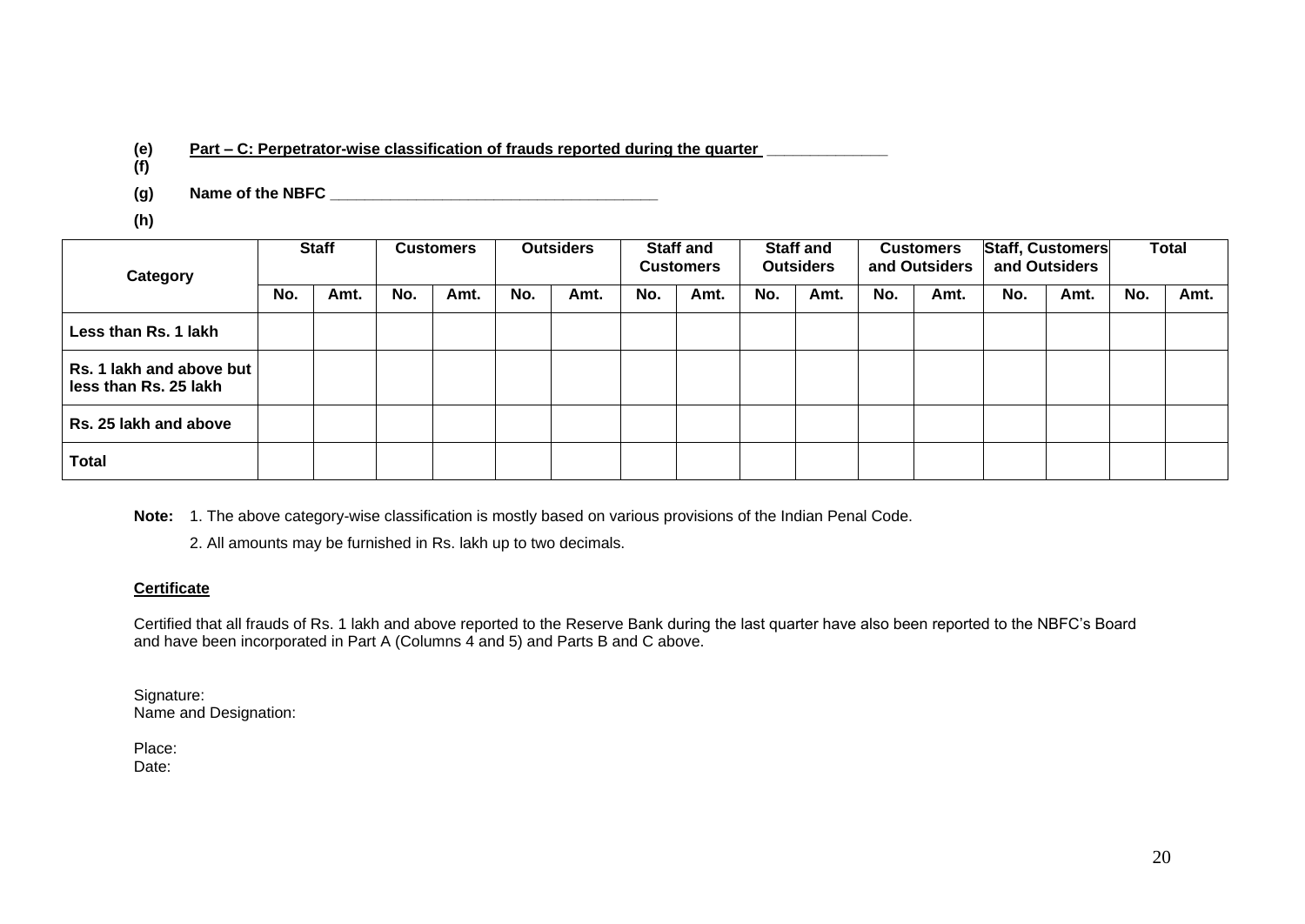(e) **Part – C: Perpetrator-wise classification of frauds reported during the quarter** _____________

(f)

(g) **Name of the NBFC** ______________________________________

(h)

| Category | Staff | | Customers | | Outsiders | | Staff and Customers | | Staff and Outsiders | | Customers and Outsiders | | Staff, Customers and Outsiders | | Total | |
|---|---|---|---|---|---|---|---|---|---|---|---|---|---|---|---|---|
| | No. | Amt. | No. | Amt. | No. | Amt. | No. | Amt. | No. | Amt. | No. | Amt. | No. | Amt. | No. | Amt. |
| Less than Rs. 1 lakh | | | | | | | | | | | | | | | | |
| Rs. 1 lakh and above but less than Rs. 25 lakh | | | | | | | | | | | | | | | | |
| Rs. 25 lakh and above | | | | | | | | | | | | | | | | |
| Total | | | | | | | | | | | | | | | | |

**Note:** 1. The above category-wise classification is mostly based on various provisions of the Indian Penal Code.

2. All amounts may be furnished in Rs. lakh up to two decimals.

**Certificate**

Certified that all frauds of Rs. 1 lakh and above reported to the Reserve Bank during the last quarter have also been reported to the NBFC's Board and have been incorporated in Part A (Columns 4 and 5) and Parts B and C above.

Signature:
Name and Designation:

Place:
Date: